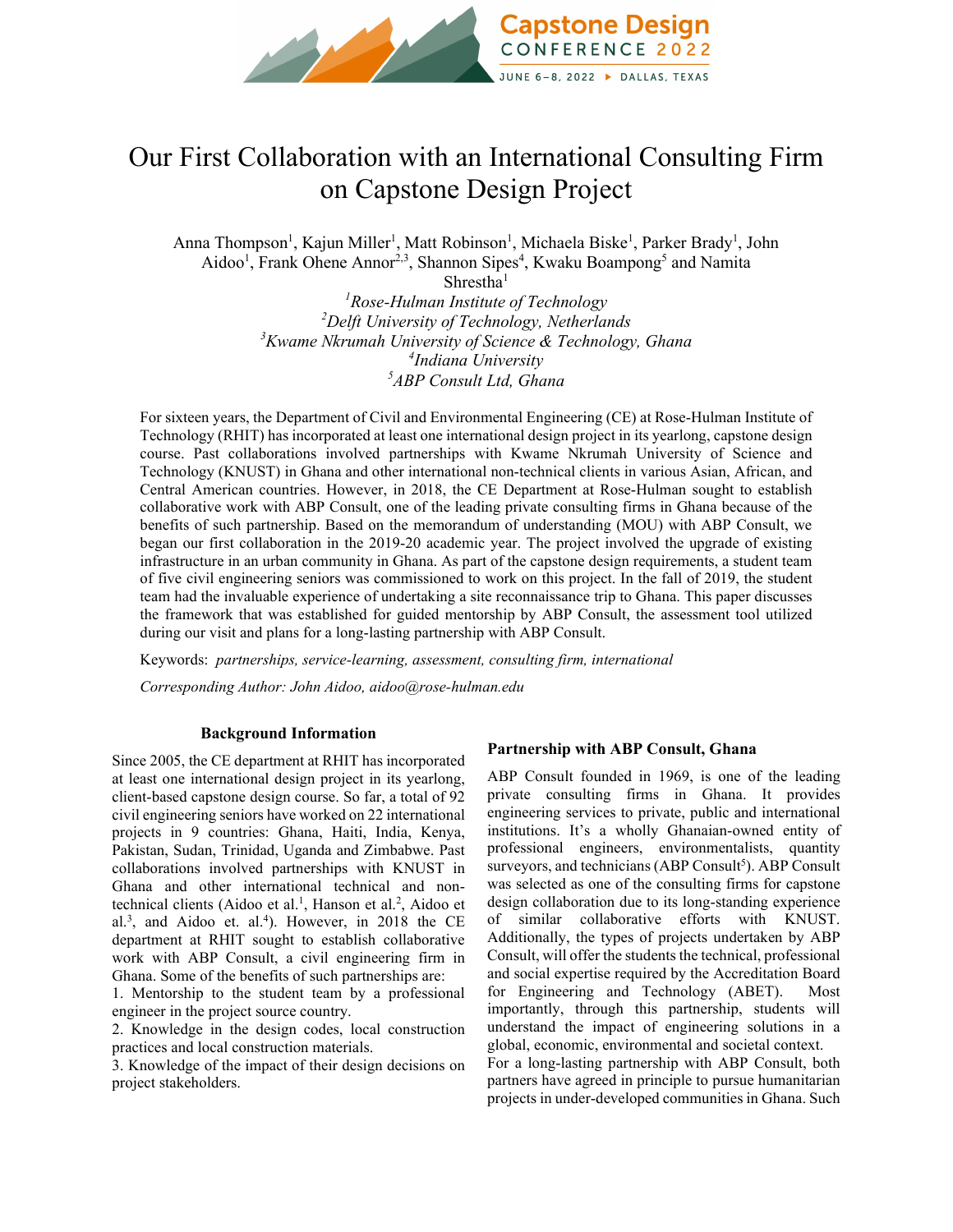# Our First Collaboration with an International Consulting Firm on Capstone Design Project

Anna Thompson[1], Kajun Miller[1], Matt Robinson[1], Michaela Biske[1], Parker Brady[1], John Aidoo[1], Frank Ohene Annor[2,3], Shannon Sipes[4], Kwaku Boampong[5] and Namita Shrestha[1]

[1]*Rose-Hulman Institute of Technology*
[2]*Delft University of Technology, Netherlands*
[3]*Kwame Nkrumah University of Science & Technology, Ghana*
[4]*Indiana University*
[5]*ABP Consult Ltd, Ghana*

For sixteen years, the Department of Civil and Environmental Engineering (CE) at Rose-Hulman Institute of Technology (RHIT) has incorporated at least one international design project in its yearlong, capstone design course. Past collaborations involved partnerships with Kwame Nkrumah University of Science and Technology (KNUST) in Ghana and other international non-technical clients in various Asian, African, and Central American countries. However, in 2018, the CE Department at Rose-Hulman sought to establish collaborative work with ABP Consult, one of the leading private consulting firms in Ghana because of the benefits of such partnership. Based on the memorandum of understanding (MOU) with ABP Consult, we began our first collaboration in the 2019-20 academic year. The project involved the upgrade of existing infrastructure in an urban community in Ghana. As part of the capstone design requirements, a student team of five civil engineering seniors was commissioned to work on this project. In the fall of 2019, the student team had the invaluable experience of undertaking a site reconnaissance trip to Ghana. This paper discusses the framework that was established for guided mentorship by ABP Consult, the assessment tool utilized during our visit and plans for a long-lasting partnership with ABP Consult.

Keywords: *partnerships, service-learning, assessment, consulting firm, international*

*Corresponding Author: John Aidoo, aidoo@rose-hulman.edu*

## Background Information

Since 2005, the CE department at RHIT has incorporated at least one international design project in its yearlong, client-based capstone design course. So far, a total of 92 civil engineering seniors have worked on 22 international projects in 9 countries: Ghana, Haiti, India, Kenya, Pakistan, Sudan, Trinidad, Uganda and Zimbabwe. Past collaborations involved partnerships with KNUST in Ghana and other international technical and non-technical clients (Aidoo et al.[1], Hanson et al.[2], Aidoo et al.[3], and Aidoo et. al.[4]). However, in 2018 the CE department at RHIT sought to establish collaborative work with ABP Consult, a civil engineering firm in Ghana. Some of the benefits of such partnerships are:

1. Mentorship to the student team by a professional engineer in the project source country.
2. Knowledge in the design codes, local construction practices and local construction materials.
3. Knowledge of the impact of their design decisions on project stakeholders.

### Partnership with ABP Consult, Ghana

ABP Consult founded in 1969, is one of the leading private consulting firms in Ghana. It provides engineering services to private, public and international institutions. It's a wholly Ghanaian-owned entity of professional engineers, environmentalists, quantity surveyors, and technicians (ABP Consult[5]). ABP Consult was selected as one of the consulting firms for capstone design collaboration due to its long-standing experience of similar collaborative efforts with KNUST. Additionally, the types of projects undertaken by ABP Consult, will offer the students the technical, professional and social expertise required by the Accreditation Board for Engineering and Technology (ABET). Most importantly, through this partnership, students will understand the impact of engineering solutions in a global, economic, environmental and societal context.

For a long-lasting partnership with ABP Consult, both partners have agreed in principle to pursue humanitarian projects in under-developed communities in Ghana. Such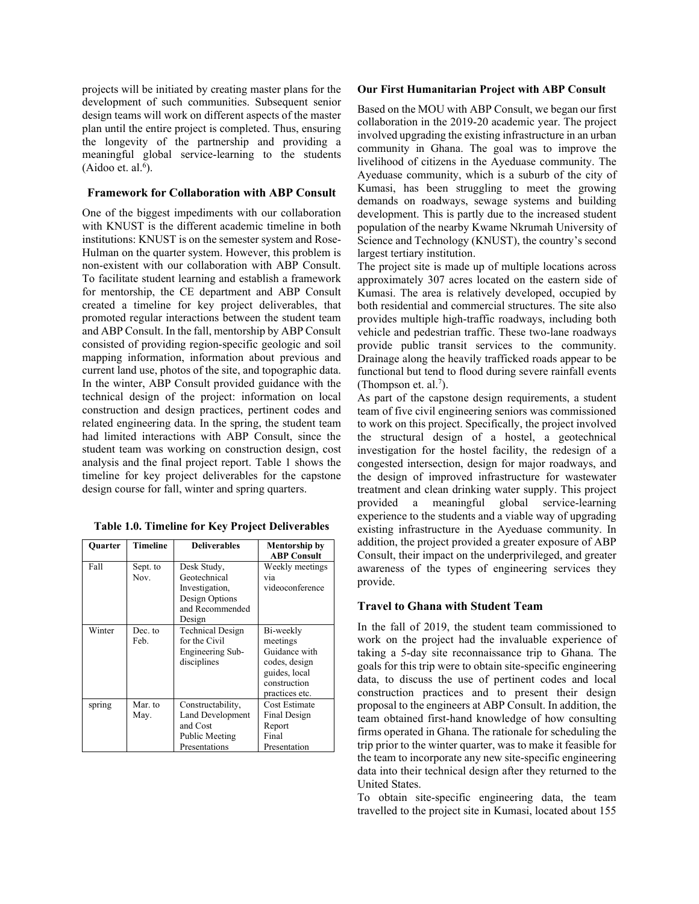projects will be initiated by creating master plans for the development of such communities. Subsequent senior design teams will work on different aspects of the master plan until the entire project is completed. Thus, ensuring the longevity of the partnership and providing a meaningful global service-learning to the students (Aidoo et. al.[6]).

### Framework for Collaboration with ABP Consult

One of the biggest impediments with our collaboration with KNUST is the different academic timeline in both institutions: KNUST is on the semester system and Rose-Hulman on the quarter system. However, this problem is non-existent with our collaboration with ABP Consult. To facilitate student learning and establish a framework for mentorship, the CE department and ABP Consult created a timeline for key project deliverables, that promoted regular interactions between the student team and ABP Consult. In the fall, mentorship by ABP Consult consisted of providing region-specific geologic and soil mapping information, information about previous and current land use, photos of the site, and topographic data. In the winter, ABP Consult provided guidance with the technical design of the project: information on local construction and design practices, pertinent codes and related engineering data. In the spring, the student team had limited interactions with ABP Consult, since the student team was working on construction design, cost analysis and the final project report. Table 1 shows the timeline for key project deliverables for the capstone design course for fall, winter and spring quarters.

**Table 1.0. Timeline for Key Project Deliverables**

| Quarter | Timeline | Deliverables | Mentorship by ABP Consult |
|---|---|---|---|
| Fall | Sept. to Nov. | Desk Study, Geotechnical Investigation, Design Options and Recommended Design | Weekly meetings via videoconference |
| Winter | Dec. to Feb. | Technical Design for the Civil Engineering Sub-disciplines | Bi-weekly meetings Guidance with codes, design guides, local construction practices etc. |
| spring | Mar. to May. | Constructability, Land Development and Cost Public Meeting Presentations | Cost Estimate Final Design Report Final Presentation |

### Our First Humanitarian Project with ABP Consult

Based on the MOU with ABP Consult, we began our first collaboration in the 2019-20 academic year. The project involved upgrading the existing infrastructure in an urban community in Ghana. The goal was to improve the livelihood of citizens in the Ayeduase community. The Ayeduase community, which is a suburb of the city of Kumasi, has been struggling to meet the growing demands on roadways, sewage systems and building development. This is partly due to the increased student population of the nearby Kwame Nkrumah University of Science and Technology (KNUST), the country's second largest tertiary institution.

The project site is made up of multiple locations across approximately 307 acres located on the eastern side of Kumasi. The area is relatively developed, occupied by both residential and commercial structures. The site also provides multiple high-traffic roadways, including both vehicle and pedestrian traffic. These two-lane roadways provide public transit services to the community. Drainage along the heavily trafficked roads appear to be functional but tend to flood during severe rainfall events (Thompson et. al.[7]).

As part of the capstone design requirements, a student team of five civil engineering seniors was commissioned to work on this project. Specifically, the project involved the structural design of a hostel, a geotechnical investigation for the hostel facility, the redesign of a congested intersection, design for major roadways, and the design of improved infrastructure for wastewater treatment and clean drinking water supply. This project provided a meaningful global service-learning experience to the students and a viable way of upgrading existing infrastructure in the Ayeduase community. In addition, the project provided a greater exposure of ABP Consult, their impact on the underprivileged, and greater awareness of the types of engineering services they provide.

### Travel to Ghana with Student Team

In the fall of 2019, the student team commissioned to work on the project had the invaluable experience of taking a 5-day site reconnaissance trip to Ghana. The goals for this trip were to obtain site-specific engineering data, to discuss the use of pertinent codes and local construction practices and to present their design proposal to the engineers at ABP Consult. In addition, the team obtained first-hand knowledge of how consulting firms operated in Ghana. The rationale for scheduling the trip prior to the winter quarter, was to make it feasible for the team to incorporate any new site-specific engineering data into their technical design after they returned to the United States.

To obtain site-specific engineering data, the team travelled to the project site in Kumasi, located about 155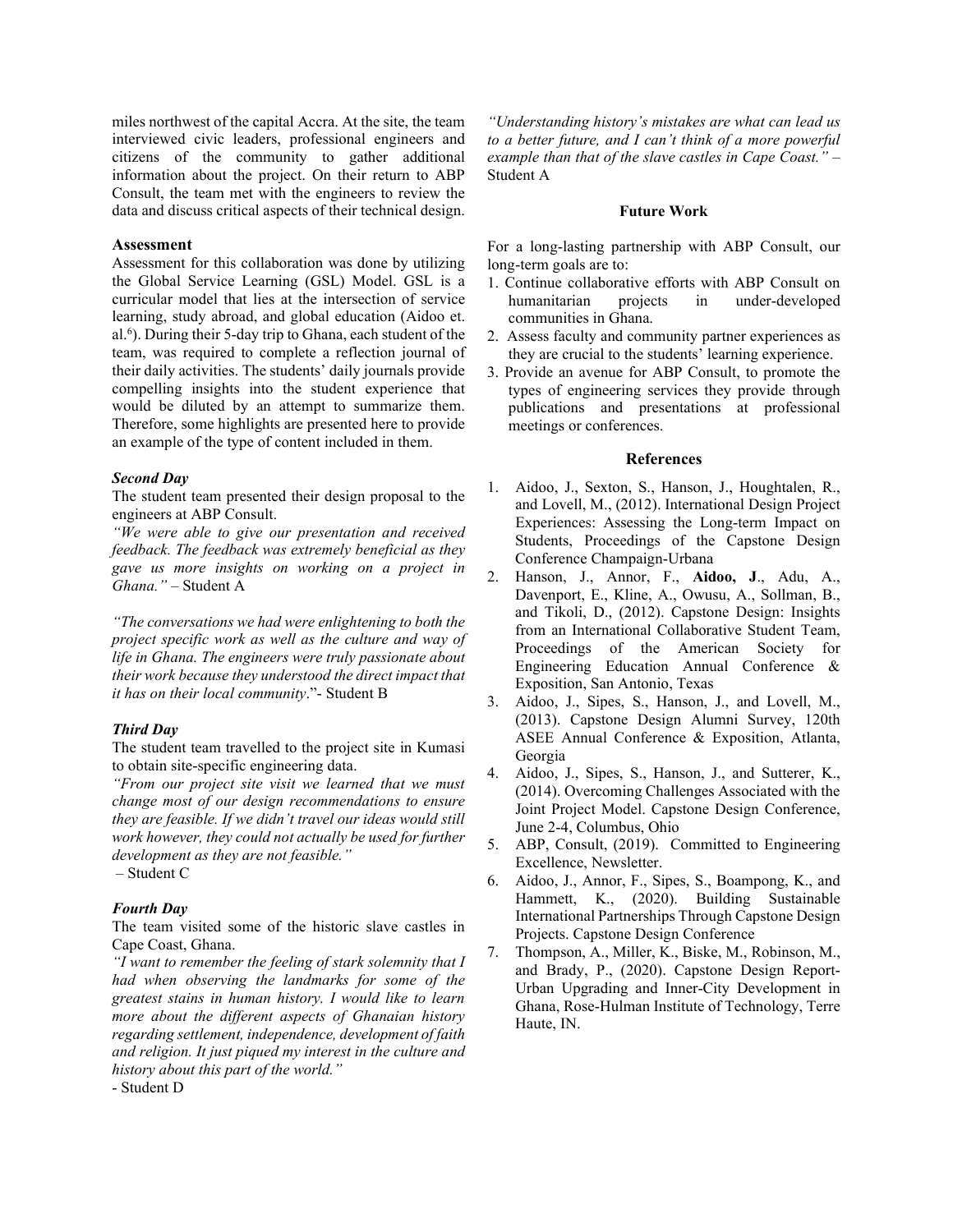miles northwest of the capital Accra. At the site, the team interviewed civic leaders, professional engineers and citizens of the community to gather additional information about the project. On their return to ABP Consult, the team met with the engineers to review the data and discuss critical aspects of their technical design.

**Assessment**

Assessment for this collaboration was done by utilizing the Global Service Learning (GSL) Model. GSL is a curricular model that lies at the intersection of service learning, study abroad, and global education (Aidoo et. al.[6]). During their 5-day trip to Ghana, each student of the team, was required to complete a reflection journal of their daily activities. The students' daily journals provide compelling insights into the student experience that would be diluted by an attempt to summarize them. Therefore, some highlights are presented here to provide an example of the type of content included in them.

***Second Day***

The student team presented their design proposal to the engineers at ABP Consult.

*"We were able to give our presentation and received feedback. The feedback was extremely beneficial as they gave us more insights on working on a project in Ghana."* – Student A

*"The conversations we had were enlightening to both the project specific work as well as the culture and way of life in Ghana. The engineers were truly passionate about their work because they understood the direct impact that it has on their local community*."- Student B

***Third Day***

The student team travelled to the project site in Kumasi to obtain site-specific engineering data.

*"From our project site visit we learned that we must change most of our design recommendations to ensure they are feasible. If we didn't travel our ideas would still work however, they could not actually be used for further development as they are not feasible."*

– Student C

***Fourth Day***

The team visited some of the historic slave castles in Cape Coast, Ghana.

*"I want to remember the feeling of stark solemnity that I had when observing the landmarks for some of the greatest stains in human history. I would like to learn more about the different aspects of Ghanaian history regarding settlement, independence, development of faith and religion. It just piqued my interest in the culture and history about this part of the world."*

- Student D

*"Understanding history's mistakes are what can lead us to a better future, and I can't think of a more powerful example than that of the slave castles in Cape Coast."* – Student A

## Future Work

For a long-lasting partnership with ABP Consult, our long-term goals are to:

1. Continue collaborative efforts with ABP Consult on humanitarian projects in under-developed communities in Ghana.
2. Assess faculty and community partner experiences as they are crucial to the students' learning experience.
3. Provide an avenue for ABP Consult, to promote the types of engineering services they provide through publications and presentations at professional meetings or conferences.

## References

1. Aidoo, J., Sexton, S., Hanson, J., Houghtalen, R., and Lovell, M., (2012). International Design Project Experiences: Assessing the Long-term Impact on Students, Proceedings of the Capstone Design Conference Champaign-Urbana
2. Hanson, J., Annor, F., **Aidoo, J**., Adu, A., Davenport, E., Kline, A., Owusu, A., Sollman, B., and Tikoli, D., (2012). Capstone Design: Insights from an International Collaborative Student Team, Proceedings of the American Society for Engineering Education Annual Conference & Exposition, San Antonio, Texas
3. Aidoo, J., Sipes, S., Hanson, J., and Lovell, M., (2013). Capstone Design Alumni Survey, 120th ASEE Annual Conference & Exposition, Atlanta, Georgia
4. Aidoo, J., Sipes, S., Hanson, J., and Sutterer, K., (2014). Overcoming Challenges Associated with the Joint Project Model. Capstone Design Conference, June 2-4, Columbus, Ohio
5. ABP, Consult, (2019). Committed to Engineering Excellence, Newsletter.
6. Aidoo, J., Annor, F., Sipes, S., Boampong, K., and Hammett, K., (2020). Building Sustainable International Partnerships Through Capstone Design Projects. Capstone Design Conference
7. Thompson, A., Miller, K., Biske, M., Robinson, M., and Brady, P., (2020). Capstone Design Report-Urban Upgrading and Inner-City Development in Ghana, Rose-Hulman Institute of Technology, Terre Haute, IN.